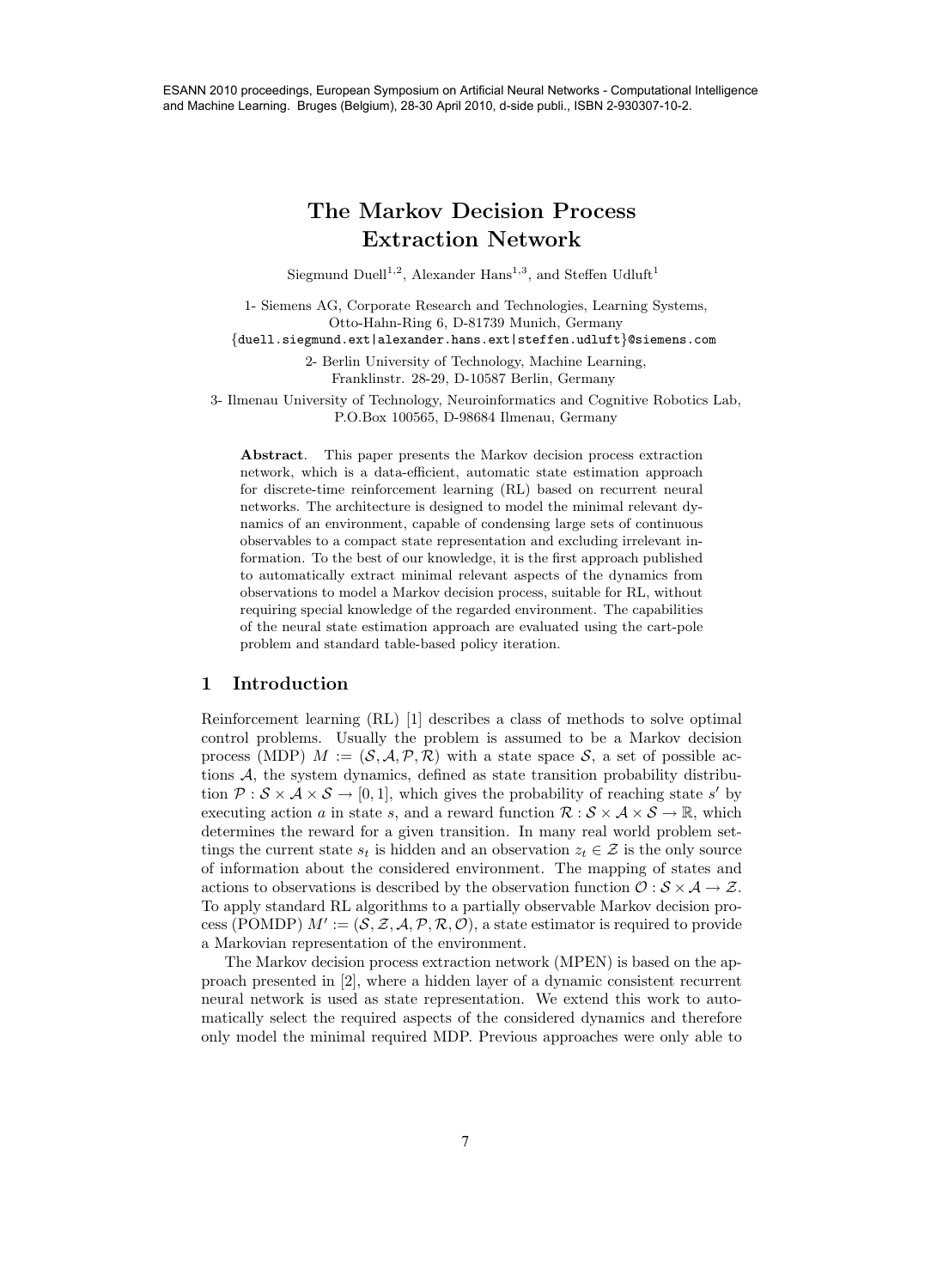# The Markov Decision Process Extraction Network

Siegmund Duell[1,2], Alexander Hans[1,3], and Steffen Udluft[1]

1- Siemens AG, Corporate Research and Technologies, Learning Systems,
Otto-Hahn-Ring 6, D-81739 Munich, Germany
{duell.siegmund.ext|alexander.hans.ext|steffen.udluft}@siemens.com

2- Berlin University of Technology, Machine Learning,
Franklinstr. 28-29, D-10587 Berlin, Germany

3- Ilmenau University of Technology, Neuroinformatics and Cognitive Robotics Lab,
P.O.Box 100565, D-98684 Ilmenau, Germany

**Abstract**. This paper presents the Markov decision process extraction network, which is a data-efficient, automatic state estimation approach for discrete-time reinforcement learning (RL) based on recurrent neural networks. The architecture is designed to model the minimal relevant dynamics of an environment, capable of condensing large sets of continuous observables to a compact state representation and excluding irrelevant information. To the best of our knowledge, it is the first approach published to automatically extract minimal relevant aspects of the dynamics from observations to model a Markov decision process, suitable for RL, without requiring special knowledge of the regarded environment. The capabilities of the neural state estimation approach are evaluated using the cart-pole problem and standard table-based policy iteration.

## 1 Introduction

Reinforcement learning (RL) [1] describes a class of methods to solve optimal control problems. Usually the problem is assumed to be a Markov decision process (MDP) $M := (\mathcal{S}, \mathcal{A}, \mathcal{P}, \mathcal{R})$ with a state space $\mathcal{S}$, a set of possible actions $\mathcal{A}$, the system dynamics, defined as state transition probability distribution $\mathcal{P} : \mathcal{S} \times \mathcal{A} \times \mathcal{S} \rightarrow [0, 1]$, which gives the probability of reaching state $s'$ by executing action $a$ in state $s$, and a reward function $\mathcal{R} : \mathcal{S} \times \mathcal{A} \times \mathcal{S} \rightarrow \mathbb{R}$, which determines the reward for a given transition. In many real world problem settings the current state $s_t$ is hidden and an observation $z_t \in \mathcal{Z}$ is the only source of information about the considered environment. The mapping of states and actions to observations is described by the observation function $\mathcal{O} : \mathcal{S} \times \mathcal{A} \rightarrow \mathcal{Z}$. To apply standard RL algorithms to a partially observable Markov decision process (POMDP) $M' := (\mathcal{S}, \mathcal{Z}, \mathcal{A}, \mathcal{P}, \mathcal{R}, \mathcal{O})$, a state estimator is required to provide a Markovian representation of the environment.

The Markov decision process extraction network (MPEN) is based on the approach presented in [2], where a hidden layer of a dynamic consistent recurrent neural network is used as state representation. We extend this work to automatically select the required aspects of the considered dynamics and therefore only model the minimal required MDP. Previous approaches were only able to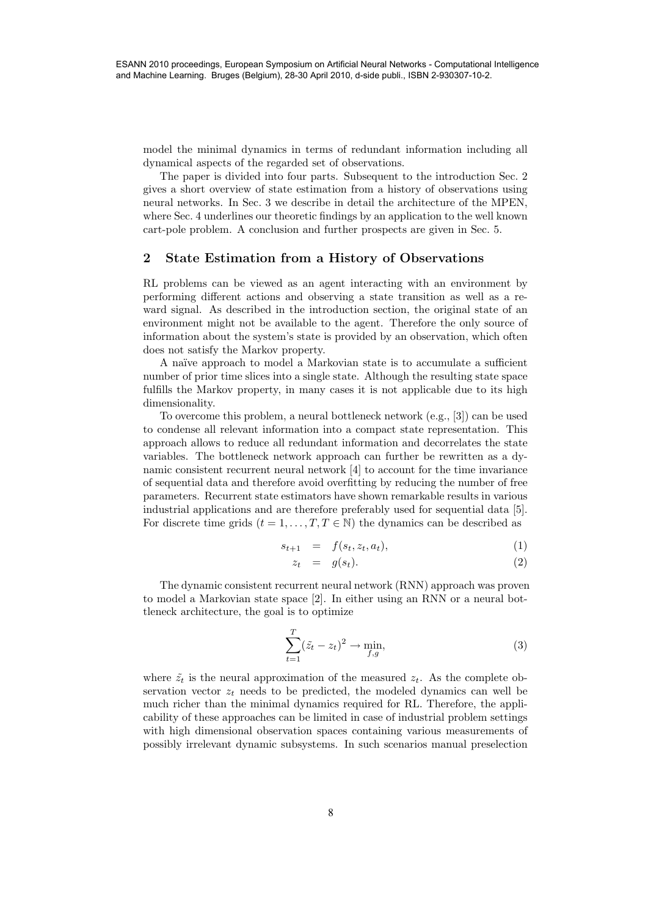model the minimal dynamics in terms of redundant information including all dynamical aspects of the regarded set of observations.

The paper is divided into four parts. Subsequent to the introduction Sec. 2 gives a short overview of state estimation from a history of observations using neural networks. In Sec. 3 we describe in detail the architecture of the MPEN, where Sec. 4 underlines our theoretic findings by an application to the well known cart-pole problem. A conclusion and further prospects are given in Sec. 5.

## 2 State Estimation from a History of Observations

RL problems can be viewed as an agent interacting with an environment by performing different actions and observing a state transition as well as a reward signal. As described in the introduction section, the original state of an environment might not be available to the agent. Therefore the only source of information about the system's state is provided by an observation, which often does not satisfy the Markov property.

A naïve approach to model a Markovian state is to accumulate a sufficient number of prior time slices into a single state. Although the resulting state space fulfills the Markov property, in many cases it is not applicable due to its high dimensionality.

To overcome this problem, a neural bottleneck network (e.g., [3]) can be used to condense all relevant information into a compact state representation. This approach allows to reduce all redundant information and decorrelates the state variables. The bottleneck network approach can further be rewritten as a dynamic consistent recurrent neural network [4] to account for the time invariance of sequential data and therefore avoid overfitting by reducing the number of free parameters. Recurrent state estimators have shown remarkable results in various industrial applications and are therefore preferably used for sequential data [5]. For discrete time grids ($t = 1, \ldots, T, T \in \mathbb{N}$) the dynamics can be described as

$$s_{t+1} = f(s_t, z_t, a_t), \tag{1}$$

$$z_t = g(s_t). \tag{2}$$

The dynamic consistent recurrent neural network (RNN) approach was proven to model a Markovian state space [2]. In either using an RNN or a neural bottleneck architecture, the goal is to optimize

$$\sum_{t=1}^{T} (\tilde{z}_t - z_t)^2 \rightarrow \min_{f,g}, \tag{3}$$

where $\tilde{z}_t$ is the neural approximation of the measured $z_t$. As the complete observation vector $z_t$ needs to be predicted, the modeled dynamics can well be much richer than the minimal dynamics required for RL. Therefore, the applicability of these approaches can be limited in case of industrial problem settings with high dimensional observation spaces containing various measurements of possibly irrelevant dynamic subsystems. In such scenarios manual preselection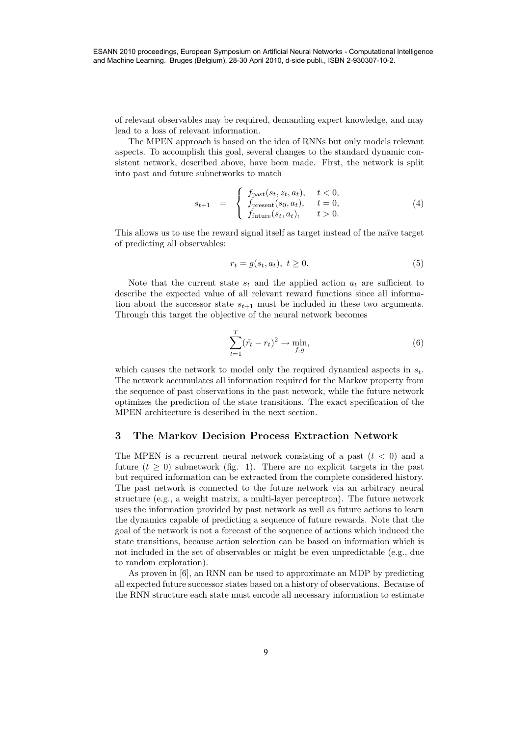of relevant observables may be required, demanding expert knowledge, and may lead to a loss of relevant information.

The MPEN approach is based on the idea of RNNs but only models relevant aspects. To accomplish this goal, several changes to the standard dynamic consistent network, described above, have been made. First, the network is split into past and future subnetworks to match

$$s_{t+1} \quad = \quad \begin{cases} f_{\text{past}}(s_t, z_t, a_t), & t < 0, \\ f_{\text{present}}(s_0, a_t), & t = 0, \\ f_{\text{future}}(s_t, a_t), & t > 0. \end{cases} \tag{4}$$

This allows us to use the reward signal itself as target instead of the naïve target of predicting all observables:

$$r_t = g(s_t, a_t), \ t \geq 0. \tag{5}$$

Note that the current state $s_t$ and the applied action $a_t$ are sufficient to describe the expected value of all relevant reward functions since all information about the successor state $s_{t+1}$ must be included in these two arguments. Through this target the objective of the neural network becomes

$$\sum_{t=1}^{T} (\tilde{r_t} - r_t)^2 \rightarrow \min_{f,g}, \tag{6}$$

which causes the network to model only the required dynamical aspects in $s_t$. The network accumulates all information required for the Markov property from the sequence of past observations in the past network, while the future network optimizes the prediction of the state transitions. The exact specification of the MPEN architecture is described in the next section.

## 3 The Markov Decision Process Extraction Network

The MPEN is a recurrent neural network consisting of a past ($t < 0$) and a future ($t \geq 0$) subnetwork (fig. 1). There are no explicit targets in the past but required information can be extracted from the complete considered history. The past network is connected to the future network via an arbitrary neural structure (e.g., a weight matrix, a multi-layer perceptron). The future network uses the information provided by past network as well as future actions to learn the dynamics capable of predicting a sequence of future rewards. Note that the goal of the network is not a forecast of the sequence of actions which induced the state transitions, because action selection can be based on information which is not included in the set of observables or might be even unpredictable (e.g., due to random exploration).

As proven in [6], an RNN can be used to approximate an MDP by predicting all expected future successor states based on a history of observations. Because of the RNN structure each state must encode all necessary information to estimate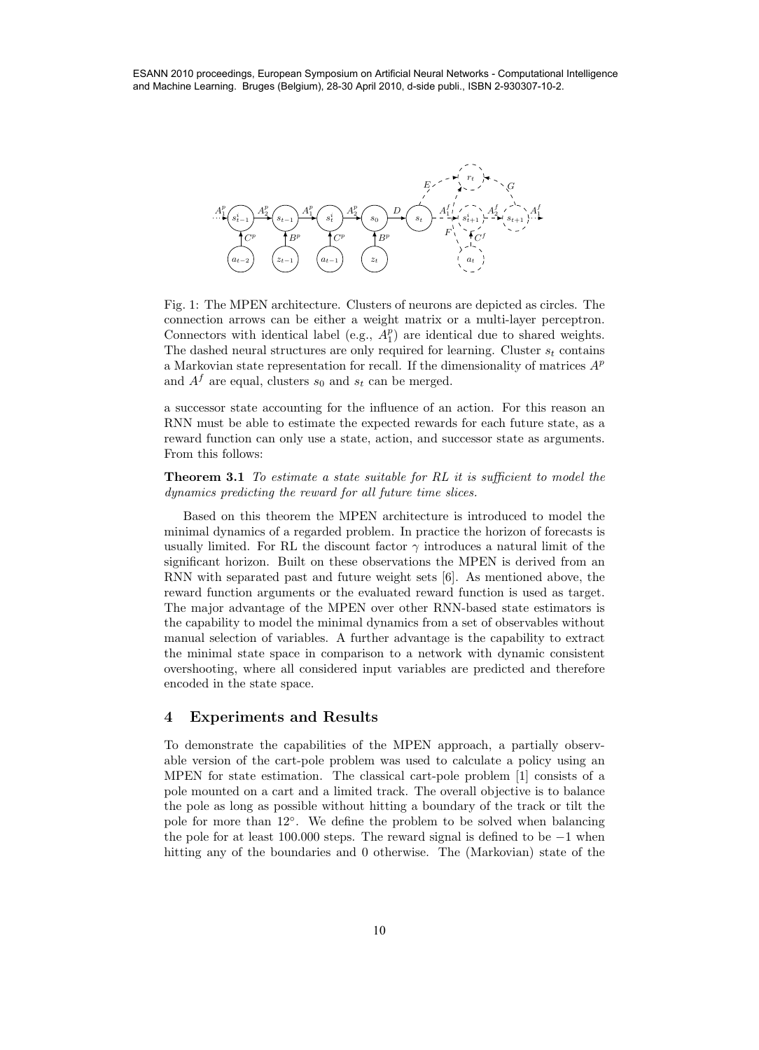Fig. 1: The MPEN architecture. Clusters of neurons are depicted as circles. The connection arrows can be either a weight matrix or a multi-layer perceptron. Connectors with identical label (e.g., $A_1^p$) are identical due to shared weights. The dashed neural structures are only required for learning. Cluster $s_t$ contains a Markovian state representation for recall. If the dimensionality of matrices $A^p$ and $A^f$ are equal, clusters $s_0$ and $s_t$ can be merged.

a successor state accounting for the influence of an action. For this reason an RNN must be able to estimate the expected rewards for each future state, as a reward function can only use a state, action, and successor state as arguments. From this follows:

**Theorem 3.1** *To estimate a state suitable for RL it is sufficient to model the dynamics predicting the reward for all future time slices.*

Based on this theorem the MPEN architecture is introduced to model the minimal dynamics of a regarded problem. In practice the horizon of forecasts is usually limited. For RL the discount factor $\gamma$ introduces a natural limit of the significant horizon. Built on these observations the MPEN is derived from an RNN with separated past and future weight sets [6]. As mentioned above, the reward function arguments or the evaluated reward function is used as target. The major advantage of the MPEN over other RNN-based state estimators is the capability to model the minimal dynamics from a set of observables without manual selection of variables. A further advantage is the capability to extract the minimal state space in comparison to a network with dynamic consistent overshooting, where all considered input variables are predicted and therefore encoded in the state space.

## 4 Experiments and Results

To demonstrate the capabilities of the MPEN approach, a partially observable version of the cart-pole problem was used to calculate a policy using an MPEN for state estimation. The classical cart-pole problem [1] consists of a pole mounted on a cart and a limited track. The overall objective is to balance the pole as long as possible without hitting a boundary of the track or tilt the pole for more than $12^{\circ}$. We define the problem to be solved when balancing the pole for at least 100.000 steps. The reward signal is defined to be $-1$ when hitting any of the boundaries and 0 otherwise. The (Markovian) state of the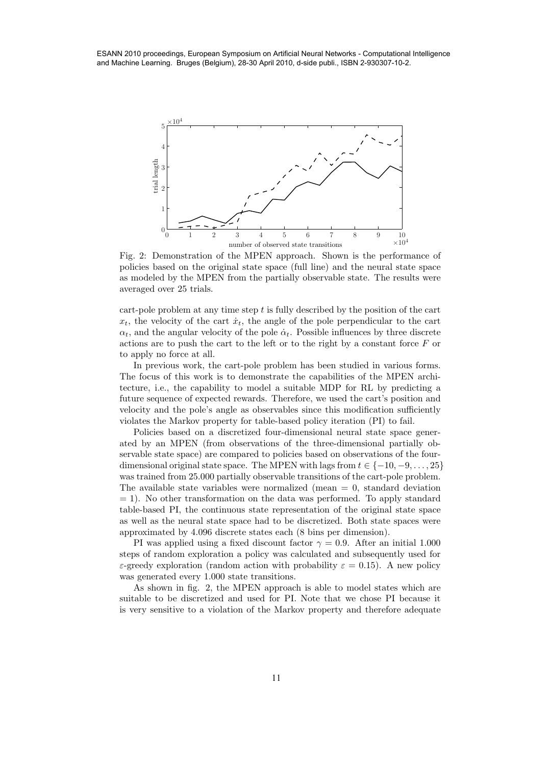Fig. 2: Demonstration of the MPEN approach. Shown is the performance of policies based on the original state space (full line) and the neural state space as modeled by the MPEN from the partially observable state. The results were averaged over 25 trials.

cart-pole problem at any time step $t$ is fully described by the position of the cart $x_t$, the velocity of the cart $\dot{x}_t$, the angle of the pole perpendicular to the cart $\alpha_t$, and the angular velocity of the pole $\dot{\alpha}_t$. Possible influences by three discrete actions are to push the cart to the left or to the right by a constant force $F$ or to apply no force at all.

In previous work, the cart-pole problem has been studied in various forms. The focus of this work is to demonstrate the capabilities of the MPEN architecture, i.e., the capability to model a suitable MDP for RL by predicting a future sequence of expected rewards. Therefore, we used the cart's position and velocity and the pole's angle as observables since this modification sufficiently violates the Markov property for table-based policy iteration (PI) to fail.

Policies based on a discretized four-dimensional neural state space generated by an MPEN (from observations of the three-dimensional partially observable state space) are compared to policies based on observations of the four-dimensional original state space. The MPEN with lags from $t \in \{-10, -9, \dots, 25\}$ was trained from 25.000 partially observable transitions of the cart-pole problem. The available state variables were normalized (mean = 0, standard deviation = 1). No other transformation on the data was performed. To apply standard table-based PI, the continuous state representation of the original state space as well as the neural state space had to be discretized. Both state spaces were approximated by 4.096 discrete states each (8 bins per dimension).

PI was applied using a fixed discount factor $\gamma = 0.9$. After an initial 1.000 steps of random exploration a policy was calculated and subsequently used for $\varepsilon$-greedy exploration (random action with probability $\varepsilon = 0.15$). A new policy was generated every 1.000 state transitions.

As shown in fig. 2, the MPEN approach is able to model states which are suitable to be discretized and used for PI. Note that we chose PI because it is very sensitive to a violation of the Markov property and therefore adequate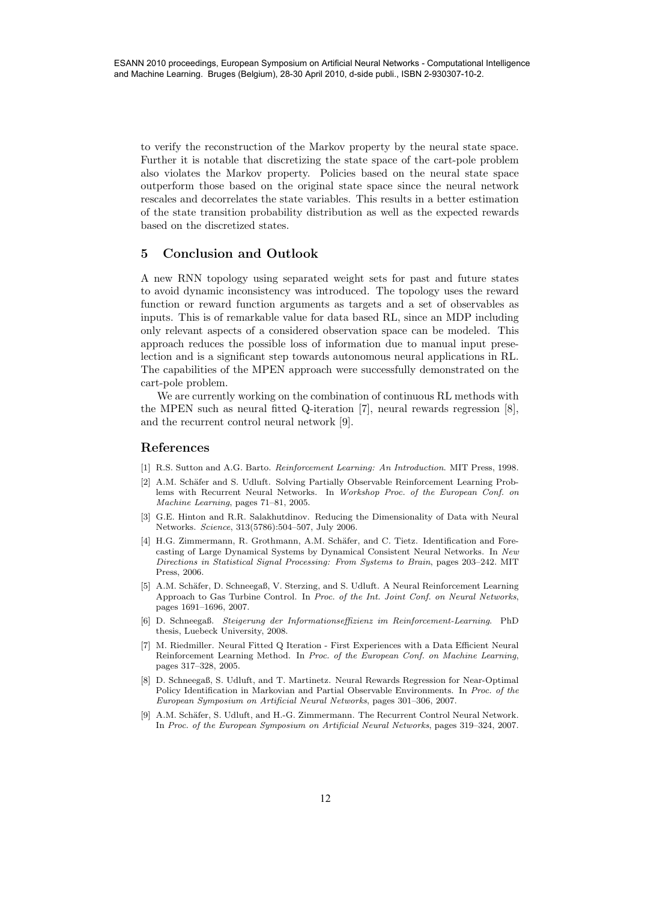to verify the reconstruction of the Markov property by the neural state space. Further it is notable that discretizing the state space of the cart-pole problem also violates the Markov property. Policies based on the neural state space outperform those based on the original state space since the neural network rescales and decorrelates the state variables. This results in a better estimation of the state transition probability distribution as well as the expected rewards based on the discretized states.

## 5 Conclusion and Outlook

A new RNN topology using separated weight sets for past and future states to avoid dynamic inconsistency was introduced. The topology uses the reward function or reward function arguments as targets and a set of observables as inputs. This is of remarkable value for data based RL, since an MDP including only relevant aspects of a considered observation space can be modeled. This approach reduces the possible loss of information due to manual input preselection and is a significant step towards autonomous neural applications in RL. The capabilities of the MPEN approach were successfully demonstrated on the cart-pole problem.

We are currently working on the combination of continuous RL methods with the MPEN such as neural fitted Q-iteration [7], neural rewards regression [8], and the recurrent control neural network [9].

## References

[1] R.S. Sutton and A.G. Barto. *Reinforcement Learning: An Introduction*. MIT Press, 1998.

[2] A.M. Schäfer and S. Udluft. Solving Partially Observable Reinforcement Learning Problems with Recurrent Neural Networks. In *Workshop Proc. of the European Conf. on Machine Learning*, pages 71–81, 2005.

[3] G.E. Hinton and R.R. Salakhutdinov. Reducing the Dimensionality of Data with Neural Networks. *Science*, 313(5786):504–507, July 2006.

[4] H.G. Zimmermann, R. Grothmann, A.M. Schäfer, and C. Tietz. Identification and Forecasting of Large Dynamical Systems by Dynamical Consistent Neural Networks. In *New Directions in Statistical Signal Processing: From Systems to Brain*, pages 203–242. MIT Press, 2006.

[5] A.M. Schäfer, D. Schneegaß, V. Sterzing, and S. Udluft. A Neural Reinforcement Learning Approach to Gas Turbine Control. In *Proc. of the Int. Joint Conf. on Neural Networks*, pages 1691–1696, 2007.

[6] D. Schneegaß. *Steigerung der Informationseffizienz im Reinforcement-Learning*. PhD thesis, Luebeck University, 2008.

[7] M. Riedmiller. Neural Fitted Q Iteration - First Experiences with a Data Efficient Neural Reinforcement Learning Method. In *Proc. of the European Conf. on Machine Learning*, pages 317–328, 2005.

[8] D. Schneegaß, S. Udluft, and T. Martinetz. Neural Rewards Regression for Near-Optimal Policy Identification in Markovian and Partial Observable Environments. In *Proc. of the European Symposium on Artificial Neural Networks*, pages 301–306, 2007.

[9] A.M. Schäfer, S. Udluft, and H.-G. Zimmermann. The Recurrent Control Neural Network. In *Proc. of the European Symposium on Artificial Neural Networks*, pages 319–324, 2007.